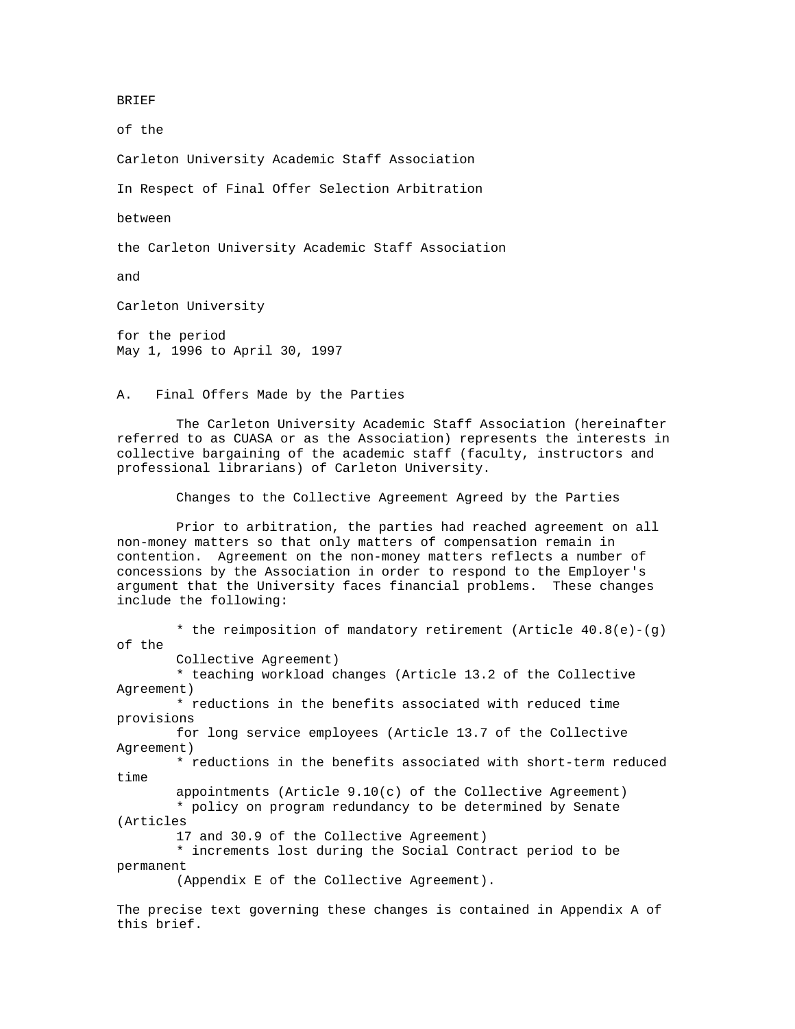BRIEF

of the

Carleton University Academic Staff Association

In Respect of Final Offer Selection Arbitration

between

the Carleton University Academic Staff Association

and

Carleton University

for the period
May 1, 1996 to April 30, 1997

## A. Final Offers Made by the Parties

The Carleton University Academic Staff Association (hereinafter referred to as CUASA or as the Association) represents the interests in collective bargaining of the academic staff (faculty, instructors and professional librarians) of Carleton University.

### Changes to the Collective Agreement Agreed by the Parties

Prior to arbitration, the parties had reached agreement on all non-money matters so that only matters of compensation remain in contention. Agreement on the non-money matters reflects a number of concessions by the Association in order to respond to the Employer's argument that the University faces financial problems. These changes include the following:

* the reimposition of mandatory retirement (Article 40.8(e)-(g) of the Collective Agreement)
* teaching workload changes (Article 13.2 of the Collective Agreement)
* reductions in the benefits associated with reduced time provisions for long service employees (Article 13.7 of the Collective Agreement)
* reductions in the benefits associated with short-term reduced time appointments (Article 9.10(c) of the Collective Agreement)
* policy on program redundancy to be determined by Senate (Articles 17 and 30.9 of the Collective Agreement)
* increments lost during the Social Contract period to be permanent (Appendix E of the Collective Agreement).

The precise text governing these changes is contained in Appendix A of this brief.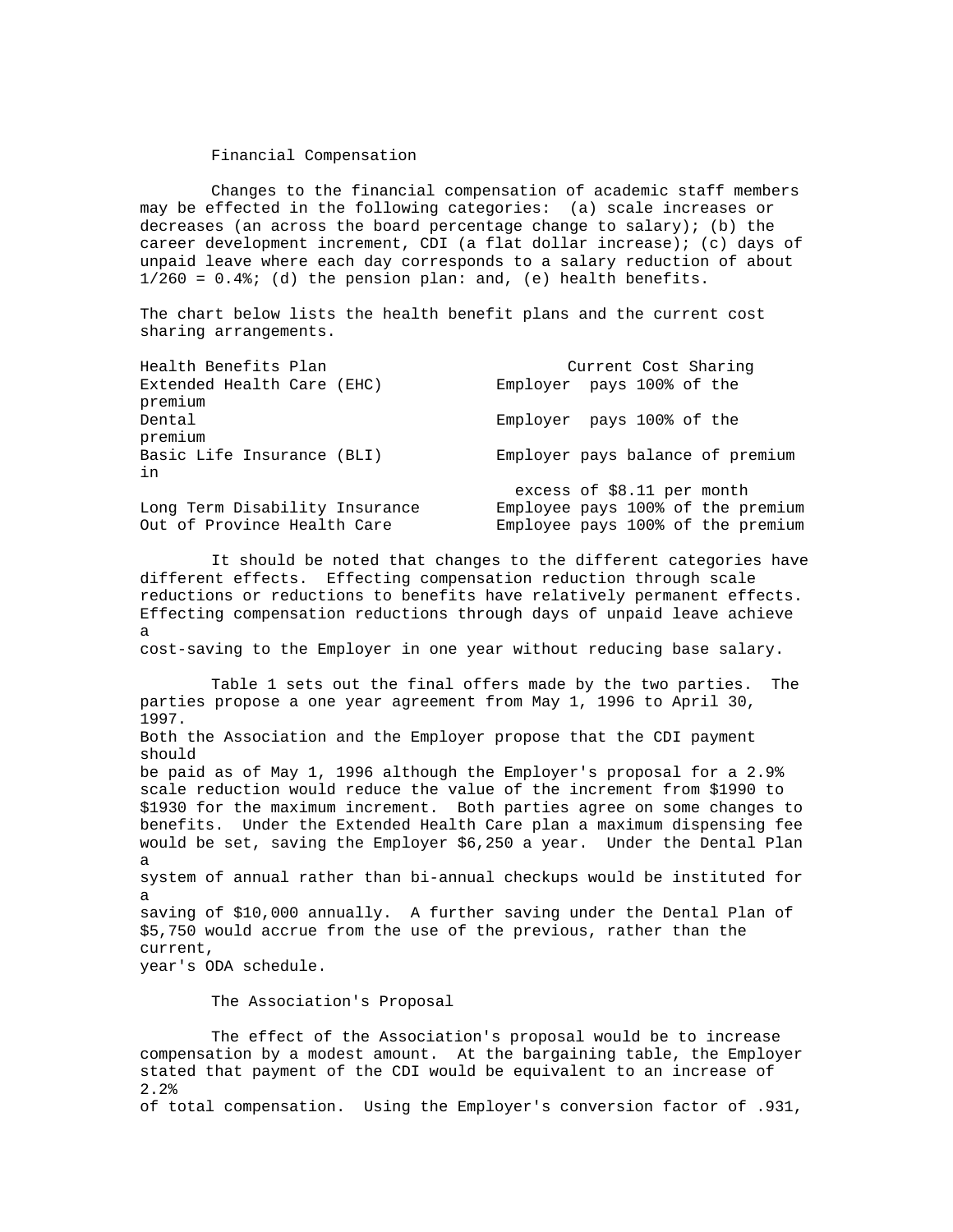## Financial Compensation

Changes to the financial compensation of academic staff members may be effected in the following categories: (a) scale increases or decreases (an across the board percentage change to salary); (b) the career development increment, CDI (a flat dollar increase); (c) days of unpaid leave where each day corresponds to a salary reduction of about 1/260 = 0.4%; (d) the pension plan: and, (e) health benefits.

The chart below lists the health benefit plans and the current cost sharing arrangements.

| Health Benefits Plan | Current Cost Sharing |
|---|---|
| Extended Health Care (EHC) | Employer pays 100% of the premium |
| Dental | Employer pays 100% of the premium |
| Basic Life Insurance (BLI) | Employer pays balance of premium in excess of $8.11 per month |
| Long Term Disability Insurance | Employee pays 100% of the premium |
| Out of Province Health Care | Employee pays 100% of the premium |

It should be noted that changes to the different categories have different effects. Effecting compensation reduction through scale reductions or reductions to benefits have relatively permanent effects. Effecting compensation reductions through days of unpaid leave achieve a cost-saving to the Employer in one year without reducing base salary.

Table 1 sets out the final offers made by the two parties. The parties propose a one year agreement from May 1, 1996 to April 30, 1997. Both the Association and the Employer propose that the CDI payment should be paid as of May 1, 1996 although the Employer's proposal for a 2.9% scale reduction would reduce the value of the increment from $1990 to $1930 for the maximum increment. Both parties agree on some changes to benefits. Under the Extended Health Care plan a maximum dispensing fee would be set, saving the Employer $6,250 a year. Under the Dental Plan a system of annual rather than bi-annual checkups would be instituted for a saving of $10,000 annually. A further saving under the Dental Plan of $5,750 would accrue from the use of the previous, rather than the current, year's ODA schedule.

## The Association's Proposal

The effect of the Association's proposal would be to increase compensation by a modest amount. At the bargaining table, the Employer stated that payment of the CDI would be equivalent to an increase of 2.2% of total compensation. Using the Employer's conversion factor of .931,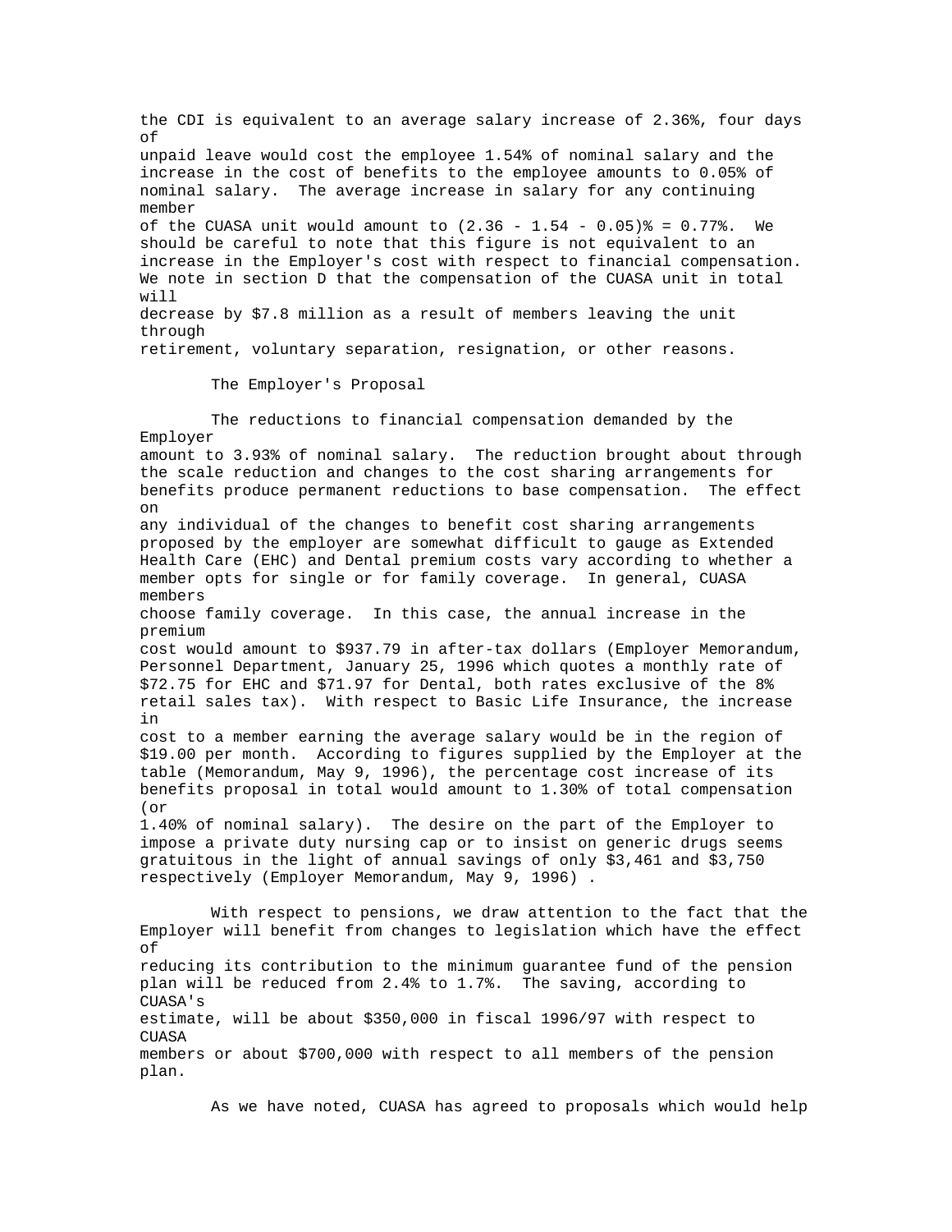the CDI is equivalent to an average salary increase of 2.36%, four days of unpaid leave would cost the employee 1.54% of nominal salary and the increase in the cost of benefits to the employee amounts to 0.05% of nominal salary. The average increase in salary for any continuing member of the CUASA unit would amount to (2.36 - 1.54 - 0.05)% = 0.77%. We should be careful to note that this figure is not equivalent to an increase in the Employer's cost with respect to financial compensation. We note in section D that the compensation of the CUASA unit in total will decrease by $7.8 million as a result of members leaving the unit through retirement, voluntary separation, resignation, or other reasons.

## The Employer's Proposal

The reductions to financial compensation demanded by the Employer amount to 3.93% of nominal salary. The reduction brought about through the scale reduction and changes to the cost sharing arrangements for benefits produce permanent reductions to base compensation. The effect on any individual of the changes to benefit cost sharing arrangements proposed by the employer are somewhat difficult to gauge as Extended Health Care (EHC) and Dental premium costs vary according to whether a member opts for single or for family coverage. In general, CUASA members choose family coverage. In this case, the annual increase in the premium cost would amount to $937.79 in after-tax dollars (Employer Memorandum, Personnel Department, January 25, 1996 which quotes a monthly rate of $72.75 for EHC and $71.97 for Dental, both rates exclusive of the 8% retail sales tax). With respect to Basic Life Insurance, the increase in cost to a member earning the average salary would be in the region of $19.00 per month. According to figures supplied by the Employer at the table (Memorandum, May 9, 1996), the percentage cost increase of its benefits proposal in total would amount to 1.30% of total compensation (or 1.40% of nominal salary). The desire on the part of the Employer to impose a private duty nursing cap or to insist on generic drugs seems gratuitous in the light of annual savings of only $3,461 and $3,750 respectively (Employer Memorandum, May 9, 1996) .

With respect to pensions, we draw attention to the fact that the Employer will benefit from changes to legislation which have the effect of reducing its contribution to the minimum guarantee fund of the pension plan will be reduced from 2.4% to 1.7%. The saving, according to CUASA's estimate, will be about $350,000 in fiscal 1996/97 with respect to CUASA members or about $700,000 with respect to all members of the pension plan.

As we have noted, CUASA has agreed to proposals which would help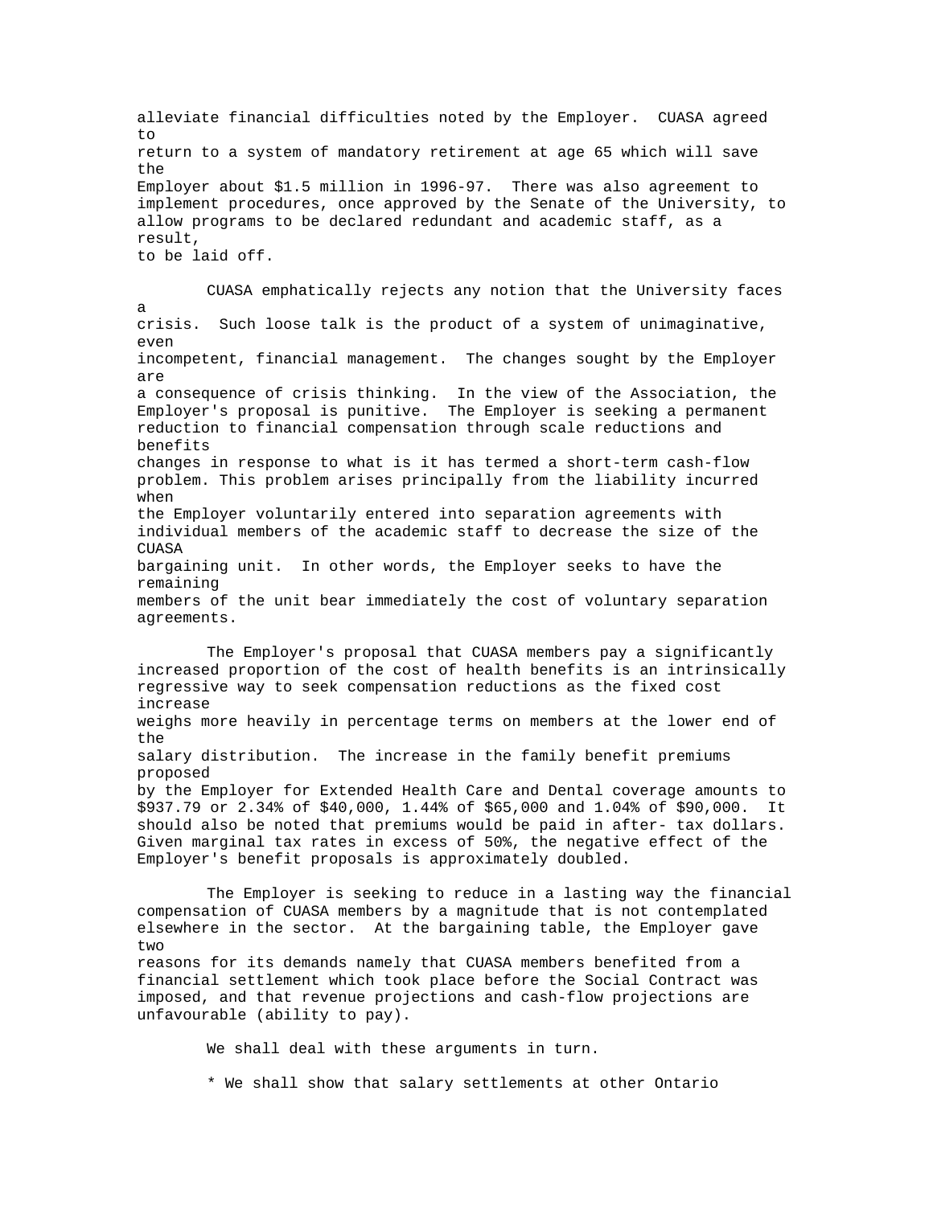alleviate financial difficulties noted by the Employer. CUASA agreed to return to a system of mandatory retirement at age 65 which will save the Employer about $1.5 million in 1996-97. There was also agreement to implement procedures, once approved by the Senate of the University, to allow programs to be declared redundant and academic staff, as a result, to be laid off.

CUASA emphatically rejects any notion that the University faces a crisis. Such loose talk is the product of a system of unimaginative, even incompetent, financial management. The changes sought by the Employer are a consequence of crisis thinking. In the view of the Association, the Employer's proposal is punitive. The Employer is seeking a permanent reduction to financial compensation through scale reductions and benefits changes in response to what is it has termed a short-term cash-flow problem. This problem arises principally from the liability incurred when the Employer voluntarily entered into separation agreements with individual members of the academic staff to decrease the size of the CUASA bargaining unit. In other words, the Employer seeks to have the remaining members of the unit bear immediately the cost of voluntary separation agreements.

The Employer's proposal that CUASA members pay a significantly increased proportion of the cost of health benefits is an intrinsically regressive way to seek compensation reductions as the fixed cost increase weighs more heavily in percentage terms on members at the lower end of the salary distribution. The increase in the family benefit premiums proposed by the Employer for Extended Health Care and Dental coverage amounts to $937.79 or 2.34% of $40,000, 1.44% of $65,000 and 1.04% of $90,000. It should also be noted that premiums would be paid in after- tax dollars. Given marginal tax rates in excess of 50%, the negative effect of the Employer's benefit proposals is approximately doubled.

The Employer is seeking to reduce in a lasting way the financial compensation of CUASA members by a magnitude that is not contemplated elsewhere in the sector. At the bargaining table, the Employer gave two reasons for its demands namely that CUASA members benefited from a financial settlement which took place before the Social Contract was imposed, and that revenue projections and cash-flow projections are unfavourable (ability to pay).

We shall deal with these arguments in turn.

* We shall show that salary settlements at other Ontario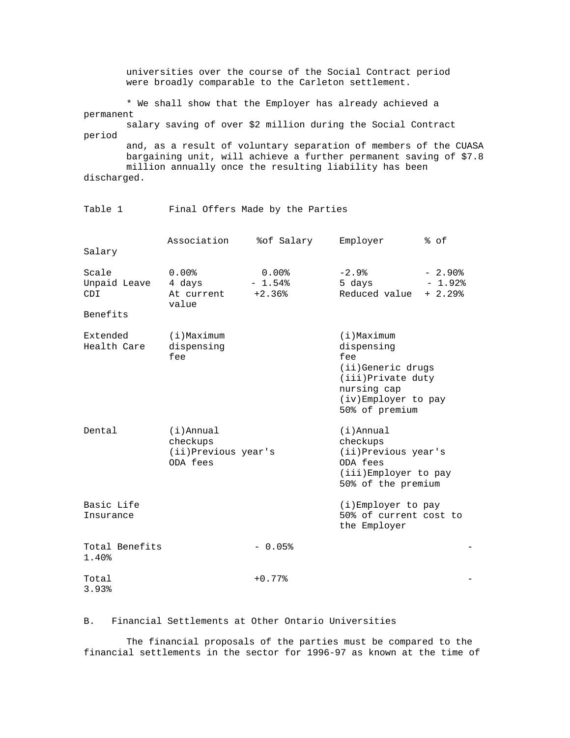universities over the course of the Social Contract period were broadly comparable to the Carleton settlement.

* We shall show that the Employer has already achieved a permanent salary saving of over $2 million during the Social Contract period and, as a result of voluntary separation of members of the CUASA bargaining unit, will achieve a further permanent saving of $7.8 million annually once the resulting liability has been discharged.

Table 1 Final Offers Made by the Parties

| | Association | % of Salary | Employer | % of Salary |
|---|---|---|---|---|
| Scale | 0.00% | 0.00% | -2.9% | - 2.90% |
| Unpaid Leave | 4 days | - 1.54% | 5 days | - 1.92% |
| CDI | At current value | +2.36% | Reduced value | + 2.29% |
| Benefits | | | | |
| Extended Health Care | (i)Maximum dispensing fee | | (i)Maximum dispensing fee<br>(ii)Generic drugs<br>(iii)Private duty nursing cap<br>(iv)Employer to pay 50% of premium | |
| Dental | (i)Annual checkups<br>(ii)Previous year's ODA fees | | (i)Annual checkups<br>(ii)Previous year's ODA fees<br>(iii)Employer to pay 50% of the premium | |
| Basic Life Insurance | | | (i)Employer to pay 50% of current cost to the Employer | |
| Total Benefits | | - 0.05% | | - 1.40% |
| Total | | +0.77% | | - 3.93% |

B. Financial Settlements at Other Ontario Universities

The financial proposals of the parties must be compared to the financial settlements in the sector for 1996-97 as known at the time of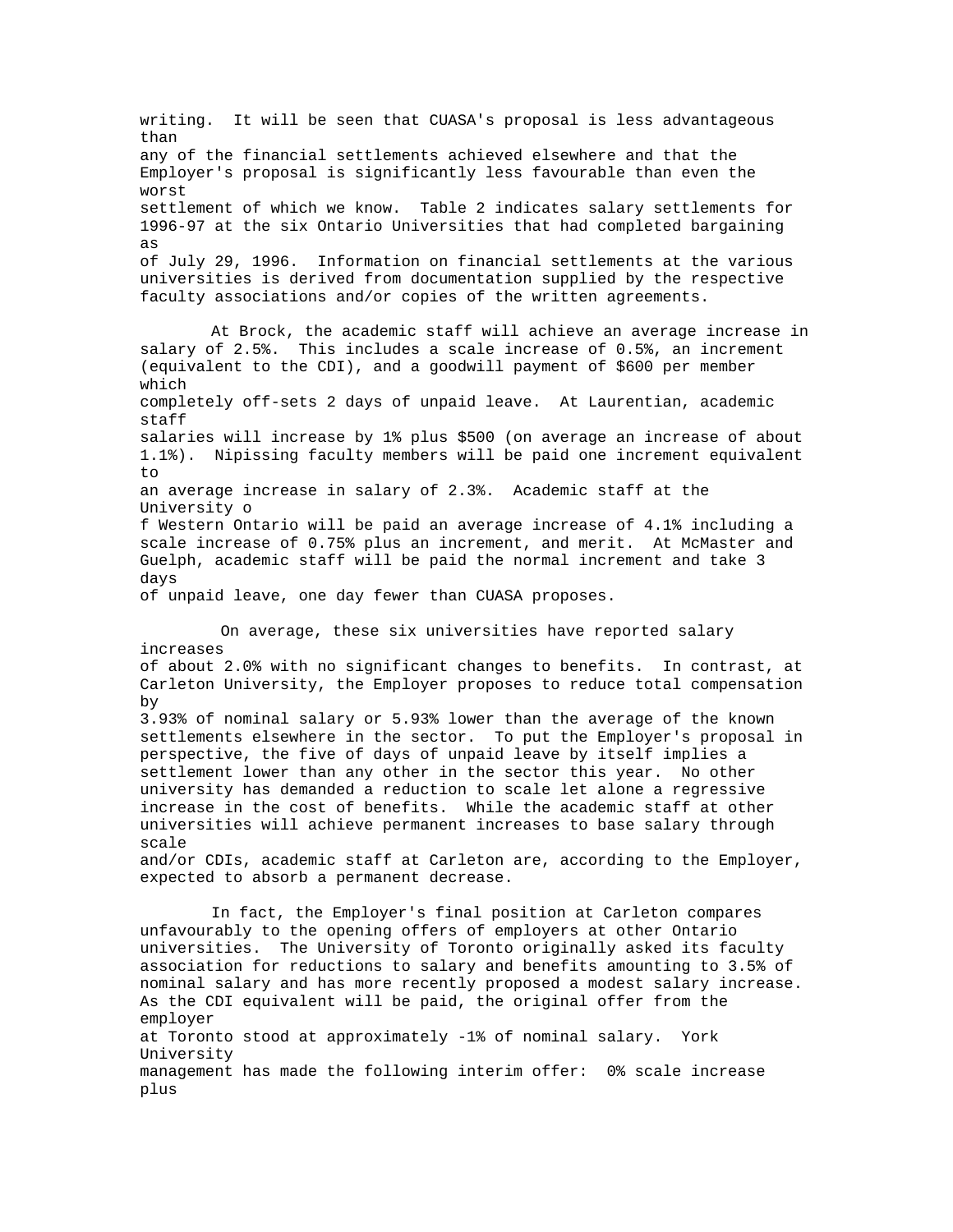writing. It will be seen that CUASA's proposal is less advantageous than any of the financial settlements achieved elsewhere and that the Employer's proposal is significantly less favourable than even the worst settlement of which we know. Table 2 indicates salary settlements for 1996-97 at the six Ontario Universities that had completed bargaining as of July 29, 1996. Information on financial settlements at the various universities is derived from documentation supplied by the respective faculty associations and/or copies of the written agreements.

At Brock, the academic staff will achieve an average increase in salary of 2.5%. This includes a scale increase of 0.5%, an increment (equivalent to the CDI), and a goodwill payment of $600 per member which completely off-sets 2 days of unpaid leave. At Laurentian, academic staff salaries will increase by 1% plus $500 (on average an increase of about 1.1%). Nipissing faculty members will be paid one increment equivalent to an average increase in salary of 2.3%. Academic staff at the University of Western Ontario will be paid an average increase of 4.1% including a scale increase of 0.75% plus an increment, and merit. At McMaster and Guelph, academic staff will be paid the normal increment and take 3 days of unpaid leave, one day fewer than CUASA proposes.

On average, these six universities have reported salary increases of about 2.0% with no significant changes to benefits. In contrast, at Carleton University, the Employer proposes to reduce total compensation by 3.93% of nominal salary or 5.93% lower than the average of the known settlements elsewhere in the sector. To put the Employer's proposal in perspective, the five of days of unpaid leave by itself implies a settlement lower than any other in the sector this year. No other university has demanded a reduction to scale let alone a regressive increase in the cost of benefits. While the academic staff at other universities will achieve permanent increases to base salary through scale and/or CDIs, academic staff at Carleton are, according to the Employer, expected to absorb a permanent decrease.

In fact, the Employer's final position at Carleton compares unfavourably to the opening offers of employers at other Ontario universities. The University of Toronto originally asked its faculty association for reductions to salary and benefits amounting to 3.5% of nominal salary and has more recently proposed a modest salary increase. As the CDI equivalent will be paid, the original offer from the employer at Toronto stood at approximately -1% of nominal salary. York University management has made the following interim offer: 0% scale increase plus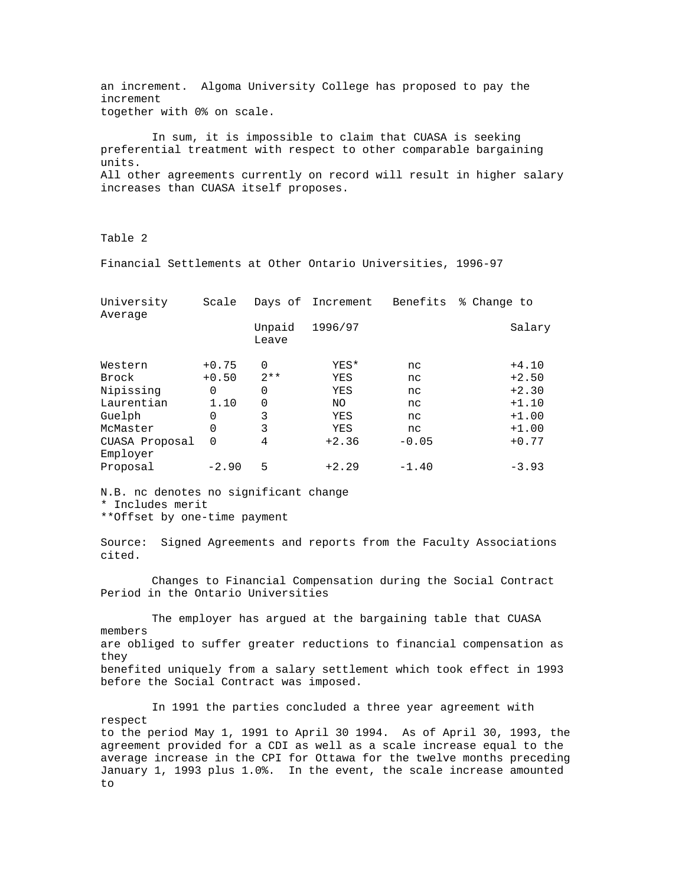an increment. Algoma University College has proposed to pay the increment together with 0% on scale.

In sum, it is impossible to claim that CUASA is seeking preferential treatment with respect to other comparable bargaining units. All other agreements currently on record will result in higher salary increases than CUASA itself proposes.

Table 2

Financial Settlements at Other Ontario Universities, 1996-97

| University | Scale | Days of Unpaid Leave | Increment 1996/97 | Benefits | % Change to Average Salary |
|---|---|---|---|---|---|
| Western | +0.75 | 0 | YES* | nc | +4.10 |
| Brock | +0.50 | 2** | YES | nc | +2.50 |
| Nipissing | 0 | 0 | YES | nc | +2.30 |
| Laurentian | 1.10 | 0 | NO | nc | +1.10 |
| Guelph | 0 | 3 | YES | nc | +1.00 |
| McMaster | 0 | 3 | YES | nc | +1.00 |
| CUASA Proposal | 0 | 4 | +2.36 | -0.05 | +0.77 |
| Employer Proposal | -2.90 | 5 | +2.29 | -1.40 | -3.93 |

N.B. nc denotes no significant change
* Includes merit
**Offset by one-time payment

Source: Signed Agreements and reports from the Faculty Associations cited.

Changes to Financial Compensation during the Social Contract Period in the Ontario Universities

The employer has argued at the bargaining table that CUASA members are obliged to suffer greater reductions to financial compensation as they benefited uniquely from a salary settlement which took effect in 1993 before the Social Contract was imposed.

In 1991 the parties concluded a three year agreement with respect to the period May 1, 1991 to April 30 1994. As of April 30, 1993, the agreement provided for a CDI as well as a scale increase equal to the average increase in the CPI for Ottawa for the twelve months preceding January 1, 1993 plus 1.0%. In the event, the scale increase amounted to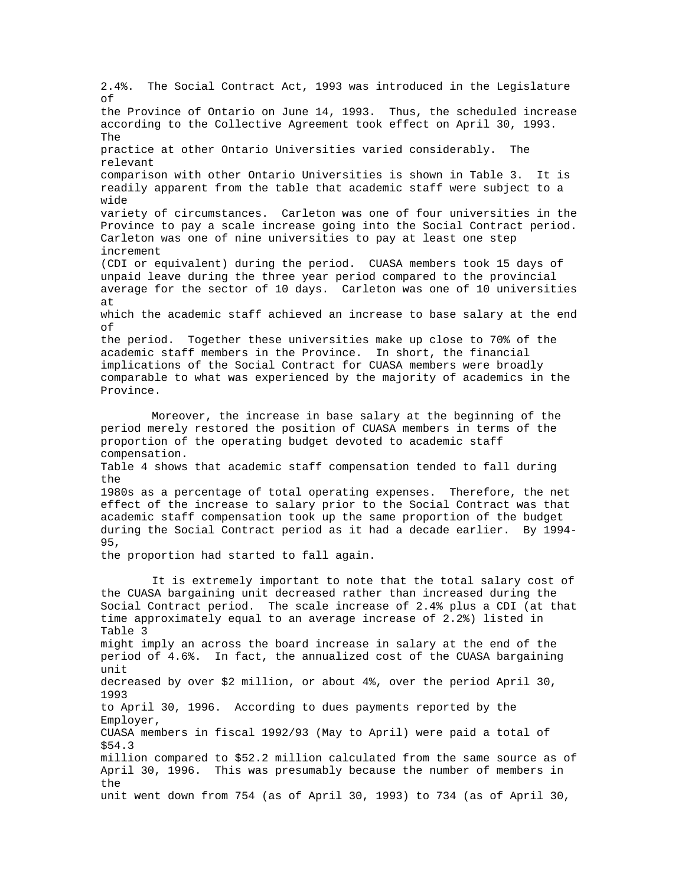2.4%. The Social Contract Act, 1993 was introduced in the Legislature of the Province of Ontario on June 14, 1993. Thus, the scheduled increase according to the Collective Agreement took effect on April 30, 1993. The practice at other Ontario Universities varied considerably. The relevant comparison with other Ontario Universities is shown in Table 3. It is readily apparent from the table that academic staff were subject to a wide variety of circumstances. Carleton was one of four universities in the Province to pay a scale increase going into the Social Contract period. Carleton was one of nine universities to pay at least one step increment (CDI or equivalent) during the period. CUASA members took 15 days of unpaid leave during the three year period compared to the provincial average for the sector of 10 days. Carleton was one of 10 universities at which the academic staff achieved an increase to base salary at the end of the period. Together these universities make up close to 70% of the academic staff members in the Province. In short, the financial implications of the Social Contract for CUASA members were broadly comparable to what was experienced by the majority of academics in the Province.

Moreover, the increase in base salary at the beginning of the period merely restored the position of CUASA members in terms of the proportion of the operating budget devoted to academic staff compensation. Table 4 shows that academic staff compensation tended to fall during the 1980s as a percentage of total operating expenses. Therefore, the net effect of the increase to salary prior to the Social Contract was that academic staff compensation took up the same proportion of the budget during the Social Contract period as it had a decade earlier. By 1994-95, the proportion had started to fall again.

It is extremely important to note that the total salary cost of the CUASA bargaining unit decreased rather than increased during the Social Contract period. The scale increase of 2.4% plus a CDI (at that time approximately equal to an average increase of 2.2%) listed in Table 3 might imply an across the board increase in salary at the end of the period of 4.6%. In fact, the annualized cost of the CUASA bargaining unit decreased by over $2 million, or about 4%, over the period April 30, 1993 to April 30, 1996. According to dues payments reported by the Employer, CUASA members in fiscal 1992/93 (May to April) were paid a total of $54.3 million compared to $52.2 million calculated from the same source as of April 30, 1996. This was presumably because the number of members in the unit went down from 754 (as of April 30, 1993) to 734 (as of April 30,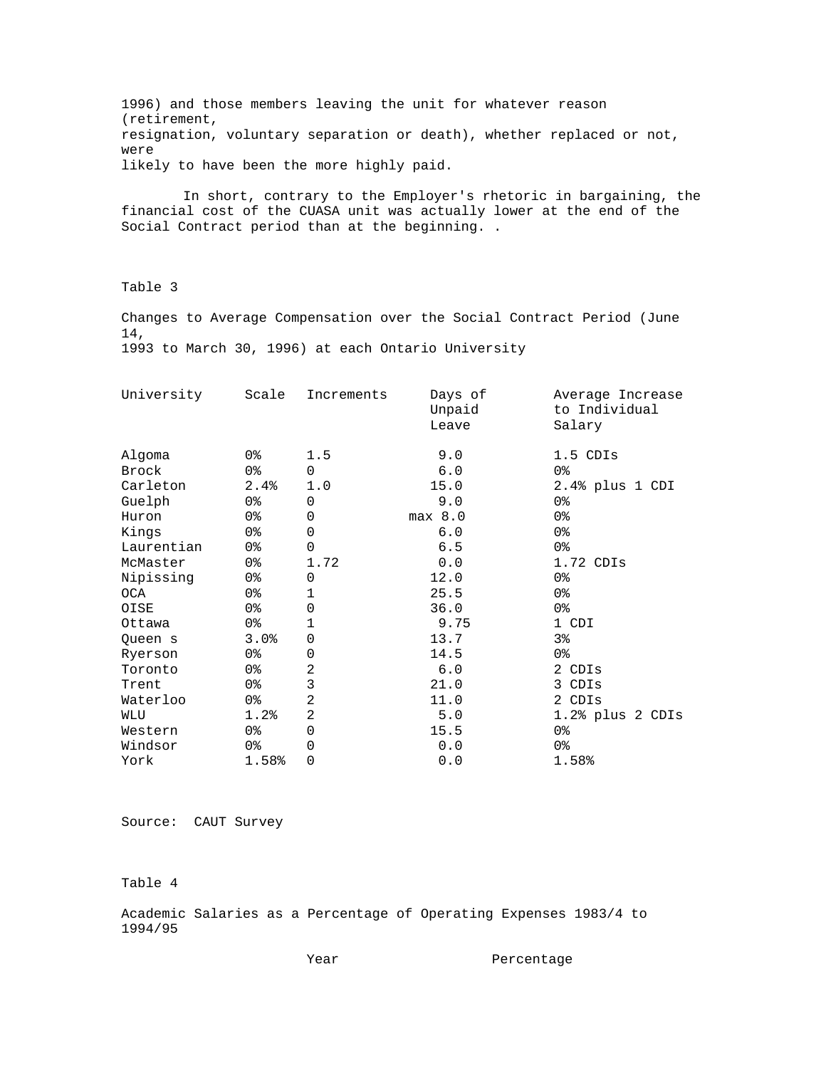1996) and those members leaving the unit for whatever reason (retirement, resignation, voluntary separation or death), whether replaced or not, were likely to have been the more highly paid.

In short, contrary to the Employer's rhetoric in bargaining, the financial cost of the CUASA unit was actually lower at the end of the Social Contract period than at the beginning. .

Table 3

Changes to Average Compensation over the Social Contract Period (June 14, 1993 to March 30, 1996) at each Ontario University

| University | Scale | Increments | Days of Unpaid Leave | Average Increase to Individual Salary |
|---|---|---|---|---|
| Algoma | 0% | 1.5 | 9.0 | 1.5 CDIs |
| Brock | 0% | 0 | 6.0 | 0% |
| Carleton | 2.4% | 1.0 | 15.0 | 2.4% plus 1 CDI |
| Guelph | 0% | 0 | 9.0 | 0% |
| Huron | 0% | 0 | max 8.0 | 0% |
| Kings | 0% | 0 | 6.0 | 0% |
| Laurentian | 0% | 0 | 6.5 | 0% |
| McMaster | 0% | 1.72 | 0.0 | 1.72 CDIs |
| Nipissing | 0% | 0 | 12.0 | 0% |
| OCA | 0% | 1 | 25.5 | 0% |
| OISE | 0% | 0 | 36.0 | 0% |
| Ottawa | 0% | 1 | 9.75 | 1 CDI |
| Queen s | 3.0% | 0 | 13.7 | 3% |
| Ryerson | 0% | 0 | 14.5 | 0% |
| Toronto | 0% | 2 | 6.0 | 2 CDIs |
| Trent | 0% | 3 | 21.0 | 3 CDIs |
| Waterloo | 0% | 2 | 11.0 | 2 CDIs |
| WLU | 1.2% | 2 | 5.0 | 1.2% plus 2 CDIs |
| Western | 0% | 0 | 15.5 | 0% |
| Windsor | 0% | 0 | 0.0 | 0% |
| York | 1.58% | 0 | 0.0 | 1.58% |

Source: CAUT Survey

Table 4

Academic Salaries as a Percentage of Operating Expenses 1983/4 to 1994/95

| Year | Percentage |
|---|---|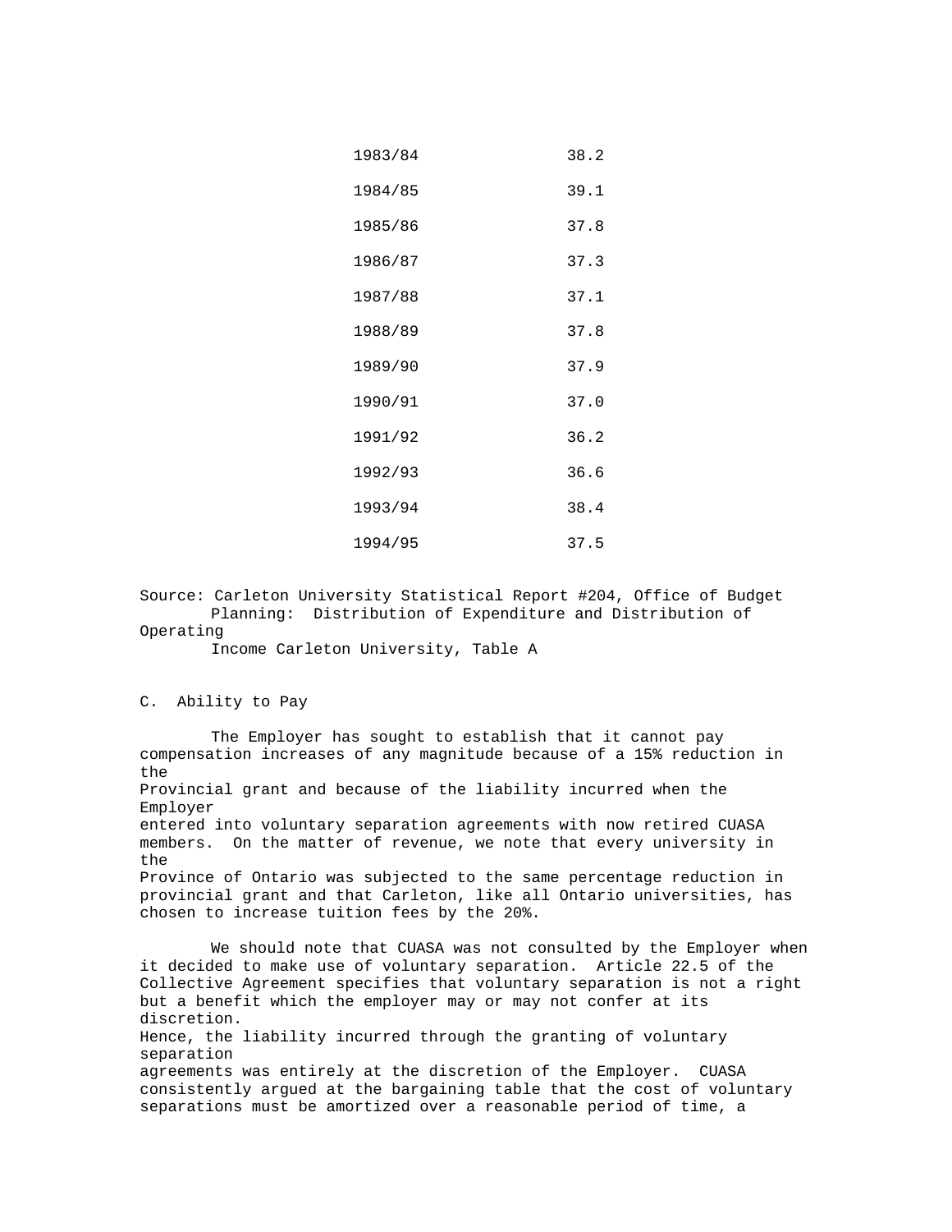| | |
|---|---|
| 1983/84 | 38.2 |
| 1984/85 | 39.1 |
| 1985/86 | 37.8 |
| 1986/87 | 37.3 |
| 1987/88 | 37.1 |
| 1988/89 | 37.8 |
| 1989/90 | 37.9 |
| 1990/91 | 37.0 |
| 1991/92 | 36.2 |
| 1992/93 | 36.6 |
| 1993/94 | 38.4 |
| 1994/95 | 37.5 |

Source: Carleton University Statistical Report #204, Office of Budget Planning: Distribution of Expenditure and Distribution of Operating Income Carleton University, Table A

### C. Ability to Pay

The Employer has sought to establish that it cannot pay compensation increases of any magnitude because of a 15% reduction in the Provincial grant and because of the liability incurred when the Employer entered into voluntary separation agreements with now retired CUASA members. On the matter of revenue, we note that every university in the Province of Ontario was subjected to the same percentage reduction in provincial grant and that Carleton, like all Ontario universities, has chosen to increase tuition fees by the 20%.

We should note that CUASA was not consulted by the Employer when it decided to make use of voluntary separation. Article 22.5 of the Collective Agreement specifies that voluntary separation is not a right but a benefit which the employer may or may not confer at its discretion. Hence, the liability incurred through the granting of voluntary separation agreements was entirely at the discretion of the Employer. CUASA consistently argued at the bargaining table that the cost of voluntary separations must be amortized over a reasonable period of time, a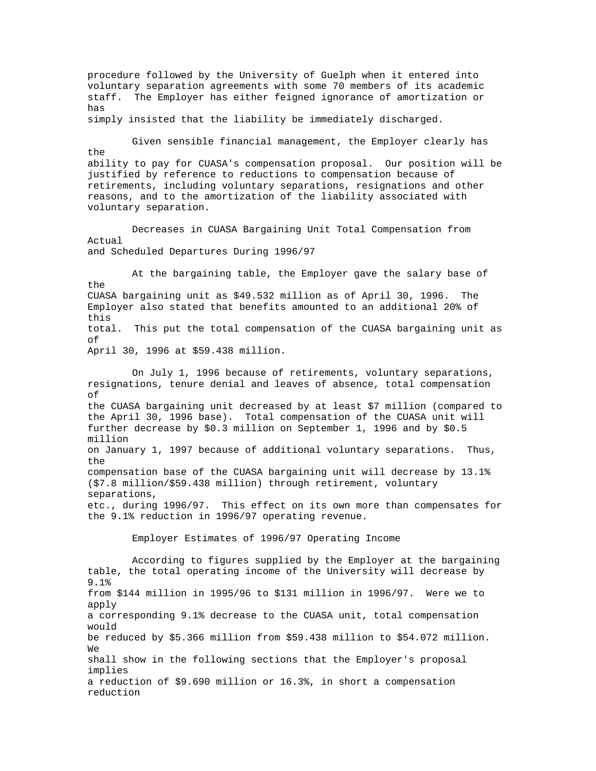procedure followed by the University of Guelph when it entered into voluntary separation agreements with some 70 members of its academic staff. The Employer has either feigned ignorance of amortization or has simply insisted that the liability be immediately discharged.

Given sensible financial management, the Employer clearly has the ability to pay for CUASA's compensation proposal. Our position will be justified by reference to reductions to compensation because of retirements, including voluntary separations, resignations and other reasons, and to the amortization of the liability associated with voluntary separation.

### Decreases in CUASA Bargaining Unit Total Compensation from Actual and Scheduled Departures During 1996/97

At the bargaining table, the Employer gave the salary base of the CUASA bargaining unit as $49.532 million as of April 30, 1996. The Employer also stated that benefits amounted to an additional 20% of this total. This put the total compensation of the CUASA bargaining unit as of April 30, 1996 at $59.438 million.

On July 1, 1996 because of retirements, voluntary separations, resignations, tenure denial and leaves of absence, total compensation of the CUASA bargaining unit decreased by at least $7 million (compared to the April 30, 1996 base). Total compensation of the CUASA unit will further decrease by $0.3 million on September 1, 1996 and by $0.5 million on January 1, 1997 because of additional voluntary separations. Thus, the compensation base of the CUASA bargaining unit will decrease by 13.1% ($7.8 million/$59.438 million) through retirement, voluntary separations, etc., during 1996/97. This effect on its own more than compensates for the 9.1% reduction in 1996/97 operating revenue.

### Employer Estimates of 1996/97 Operating Income

According to figures supplied by the Employer at the bargaining table, the total operating income of the University will decrease by 9.1% from $144 million in 1995/96 to $131 million in 1996/97. Were we to apply a corresponding 9.1% decrease to the CUASA unit, total compensation would be reduced by $5.366 million from $59.438 million to $54.072 million. We shall show in the following sections that the Employer's proposal implies a reduction of $9.690 million or 16.3%, in short a compensation reduction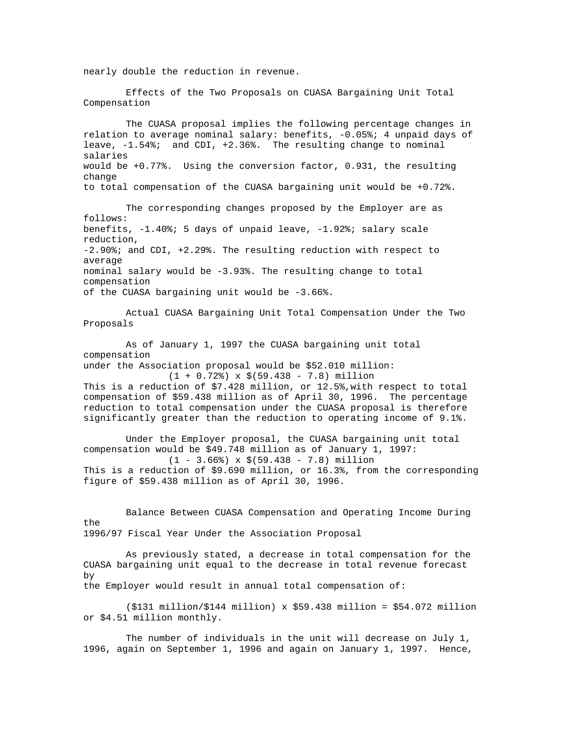nearly double the reduction in revenue.

### Effects of the Two Proposals on CUASA Bargaining Unit Total Compensation

The CUASA proposal implies the following percentage changes in relation to average nominal salary: benefits, -0.05%; 4 unpaid days of leave, -1.54%; and CDI, +2.36%. The resulting change to nominal salaries would be +0.77%. Using the conversion factor, 0.931, the resulting change to total compensation of the CUASA bargaining unit would be +0.72%.

The corresponding changes proposed by the Employer are as follows: benefits, -1.40%; 5 days of unpaid leave, -1.92%; salary scale reduction, -2.90%; and CDI, +2.29%. The resulting reduction with respect to average nominal salary would be -3.93%. The resulting change to total compensation of the CUASA bargaining unit would be -3.66%.

### Actual CUASA Bargaining Unit Total Compensation Under the Two Proposals

As of January 1, 1997 the CUASA bargaining unit total compensation under the Association proposal would be $52.010 million:

$$(1 + 0.72\%) \times \$(59.438 - 7.8) \text{ million}$$

This is a reduction of $7.428 million, or 12.5%,with respect to total compensation of $59.438 million as of April 30, 1996. The percentage reduction to total compensation under the CUASA proposal is therefore significantly greater than the reduction to operating income of 9.1%.

Under the Employer proposal, the CUASA bargaining unit total compensation would be $49.748 million as of January 1, 1997:

$$(1 - 3.66\%) \times \$(59.438 - 7.8) \text{ million}$$

This is a reduction of $9.690 million, or 16.3%, from the corresponding figure of $59.438 million as of April 30, 1996.

### Balance Between CUASA Compensation and Operating Income During the 1996/97 Fiscal Year Under the Association Proposal

As previously stated, a decrease in total compensation for the CUASA bargaining unit equal to the decrease in total revenue forecast by the Employer would result in annual total compensation of:

$$(\$131 \text{ million}/\$144 \text{ million}) \times \$59.438 \text{ million} = \$54.072 \text{ million}$$

or $4.51 million monthly.

The number of individuals in the unit will decrease on July 1, 1996, again on September 1, 1996 and again on January 1, 1997. Hence,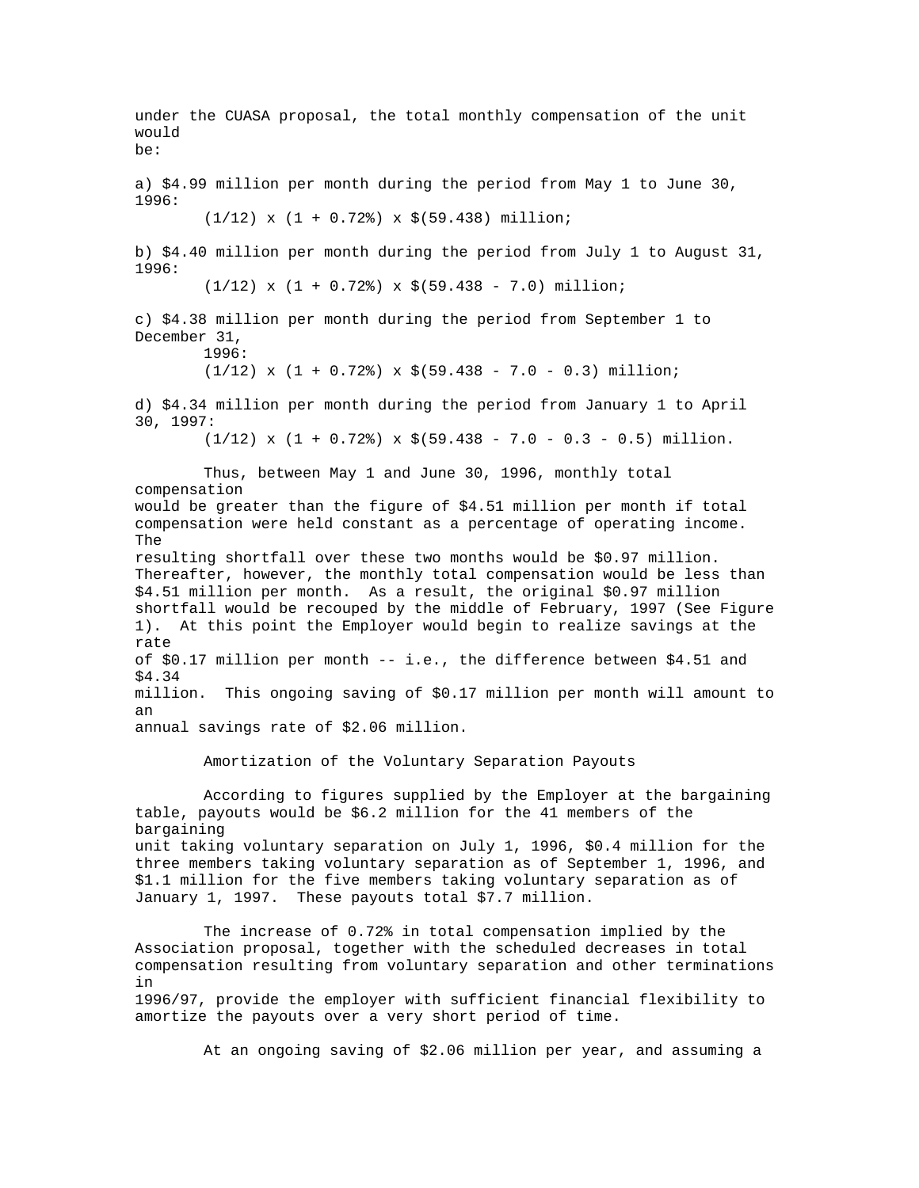under the CUASA proposal, the total monthly compensation of the unit would be:

a) $4.99 million per month during the period from May 1 to June 30, 1996:

$$(1/12) \times (1 + 0.72\%) \times \$(59.438) \text{ million;}$$

b) $4.40 million per month during the period from July 1 to August 31, 1996:

$$(1/12) \times (1 + 0.72\%) \times \$(59.438 - 7.0) \text{ million;}$$

c) $4.38 million per month during the period from September 1 to December 31, 1996:

$$(1/12) \times (1 + 0.72\%) \times \$(59.438 - 7.0 - 0.3) \text{ million;}$$

d) $4.34 million per month during the period from January 1 to April 30, 1997:

$$(1/12) \times (1 + 0.72\%) \times \$(59.438 - 7.0 - 0.3 - 0.5) \text{ million.}$$

Thus, between May 1 and June 30, 1996, monthly total compensation would be greater than the figure of $4.51 million per month if total compensation were held constant as a percentage of operating income. The resulting shortfall over these two months would be $0.97 million. Thereafter, however, the monthly total compensation would be less than $4.51 million per month. As a result, the original $0.97 million shortfall would be recouped by the middle of February, 1997 (See Figure 1). At this point the Employer would begin to realize savings at the rate of $0.17 million per month -- i.e., the difference between $4.51 and $4.34 million. This ongoing saving of $0.17 million per month will amount to an annual savings rate of $2.06 million.

Amortization of the Voluntary Separation Payouts

According to figures supplied by the Employer at the bargaining table, payouts would be $6.2 million for the 41 members of the bargaining unit taking voluntary separation on July 1, 1996, $0.4 million for the three members taking voluntary separation as of September 1, 1996, and $1.1 million for the five members taking voluntary separation as of January 1, 1997. These payouts total $7.7 million.

The increase of 0.72% in total compensation implied by the Association proposal, together with the scheduled decreases in total compensation resulting from voluntary separation and other terminations in 1996/97, provide the employer with sufficient financial flexibility to amortize the payouts over a very short period of time.

At an ongoing saving of $2.06 million per year, and assuming a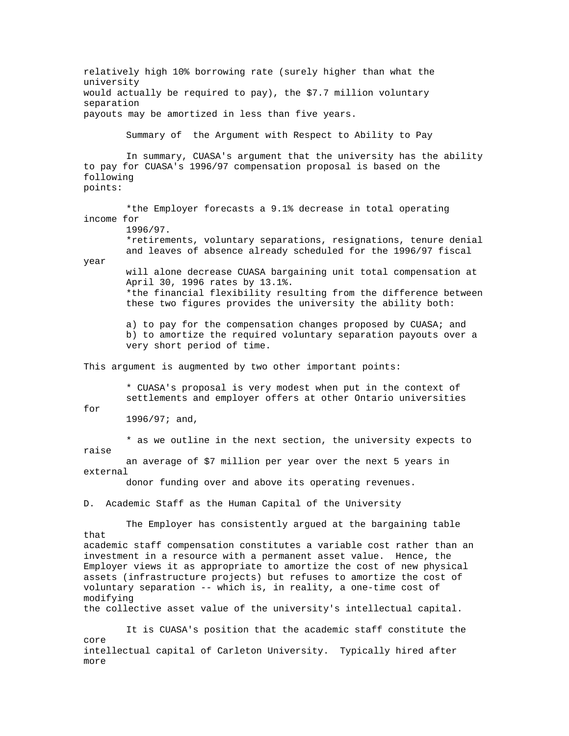relatively high 10% borrowing rate (surely higher than what the university would actually be required to pay), the $7.7 million voluntary separation payouts may be amortized in less than five years.

### Summary of the Argument with Respect to Ability to Pay

In summary, CUASA's argument that the university has the ability to pay for CUASA's 1996/97 compensation proposal is based on the following points:

- *the Employer forecasts a 9.1% decrease in total operating income for 1996/97.
- *retirements, voluntary separations, resignations, tenure denial and leaves of absence already scheduled for the 1996/97 fiscal year will alone decrease CUASA bargaining unit total compensation at April 30, 1996 rates by 13.1%.
- *the financial flexibility resulting from the difference between these two figures provides the university the ability both:

  a) to pay for the compensation changes proposed by CUASA; and
  b) to amortize the required voluntary separation payouts over a very short period of time.

This argument is augmented by two other important points:

- * CUASA's proposal is very modest when put in the context of settlements and employer offers at other Ontario universities for 1996/97; and,
- * as we outline in the next section, the university expects to raise an average of $7 million per year over the next 5 years in external donor funding over and above its operating revenues.

## D. Academic Staff as the Human Capital of the University

The Employer has consistently argued at the bargaining table that academic staff compensation constitutes a variable cost rather than an investment in a resource with a permanent asset value. Hence, the Employer views it as appropriate to amortize the cost of new physical assets (infrastructure projects) but refuses to amortize the cost of voluntary separation -- which is, in reality, a one-time cost of modifying the collective asset value of the university's intellectual capital.

It is CUASA's position that the academic staff constitute the core intellectual capital of Carleton University. Typically hired after more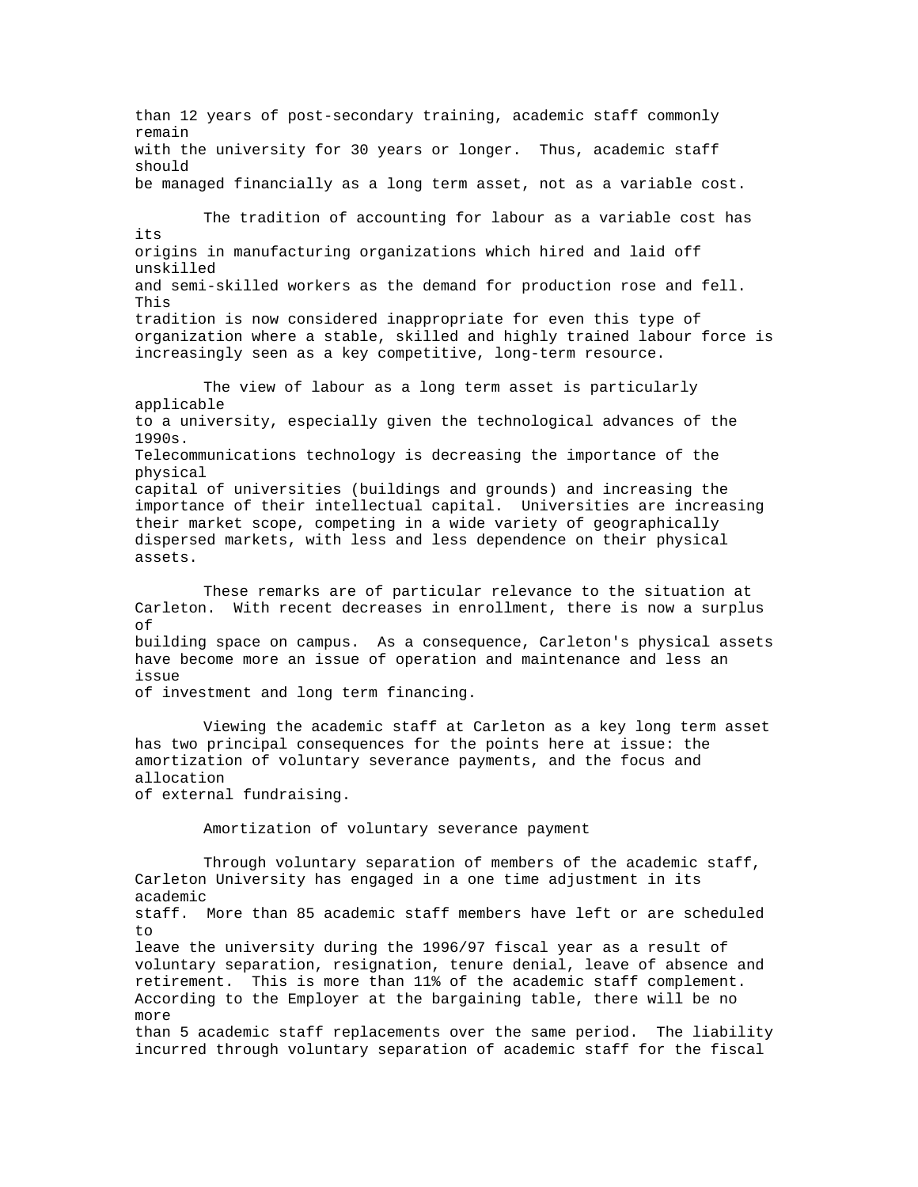than 12 years of post-secondary training, academic staff commonly remain with the university for 30 years or longer. Thus, academic staff should be managed financially as a long term asset, not as a variable cost.

The tradition of accounting for labour as a variable cost has its origins in manufacturing organizations which hired and laid off unskilled and semi-skilled workers as the demand for production rose and fell. This tradition is now considered inappropriate for even this type of organization where a stable, skilled and highly trained labour force is increasingly seen as a key competitive, long-term resource.

The view of labour as a long term asset is particularly applicable to a university, especially given the technological advances of the 1990s. Telecommunications technology is decreasing the importance of the physical capital of universities (buildings and grounds) and increasing the importance of their intellectual capital. Universities are increasing their market scope, competing in a wide variety of geographically dispersed markets, with less and less dependence on their physical assets.

These remarks are of particular relevance to the situation at Carleton. With recent decreases in enrollment, there is now a surplus of building space on campus. As a consequence, Carleton's physical assets have become more an issue of operation and maintenance and less an issue of investment and long term financing.

Viewing the academic staff at Carleton as a key long term asset has two principal consequences for the points here at issue: the amortization of voluntary severance payments, and the focus and allocation of external fundraising.

Amortization of voluntary severance payment

Through voluntary separation of members of the academic staff, Carleton University has engaged in a one time adjustment in its academic staff. More than 85 academic staff members have left or are scheduled to leave the university during the 1996/97 fiscal year as a result of voluntary separation, resignation, tenure denial, leave of absence and retirement. This is more than 11% of the academic staff complement. According to the Employer at the bargaining table, there will be no more than 5 academic staff replacements over the same period. The liability incurred through voluntary separation of academic staff for the fiscal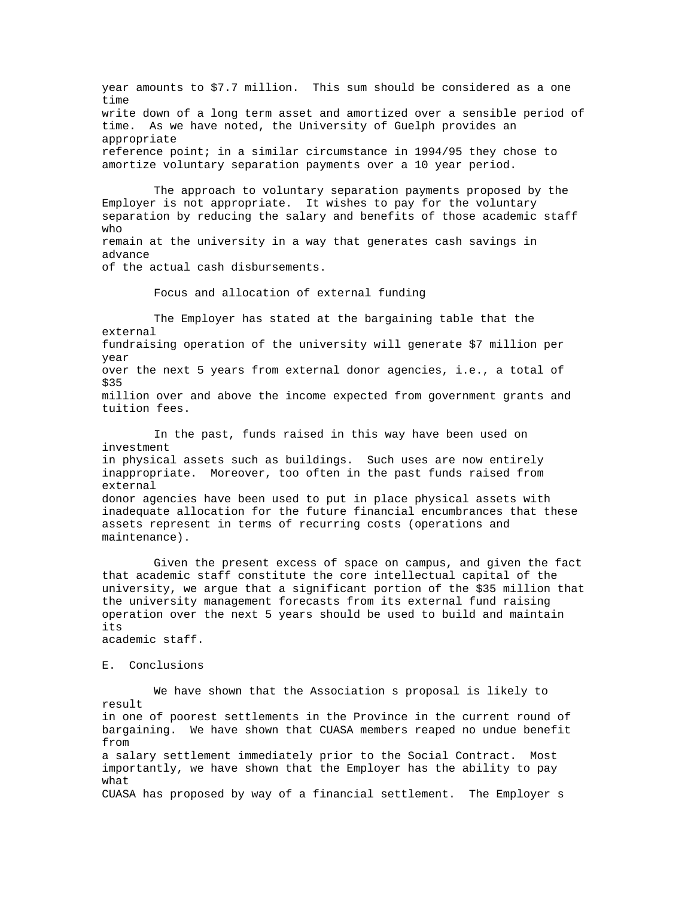year amounts to $7.7 million. This sum should be considered as a one time write down of a long term asset and amortized over a sensible period of time. As we have noted, the University of Guelph provides an appropriate reference point; in a similar circumstance in 1994/95 they chose to amortize voluntary separation payments over a 10 year period.

The approach to voluntary separation payments proposed by the Employer is not appropriate. It wishes to pay for the voluntary separation by reducing the salary and benefits of those academic staff who remain at the university in a way that generates cash savings in advance of the actual cash disbursements.

Focus and allocation of external funding

The Employer has stated at the bargaining table that the external fundraising operation of the university will generate $7 million per year over the next 5 years from external donor agencies, i.e., a total of $35 million over and above the income expected from government grants and tuition fees.

In the past, funds raised in this way have been used on investment in physical assets such as buildings. Such uses are now entirely inappropriate. Moreover, too often in the past funds raised from external donor agencies have been used to put in place physical assets with inadequate allocation for the future financial encumbrances that these assets represent in terms of recurring costs (operations and maintenance).

Given the present excess of space on campus, and given the fact that academic staff constitute the core intellectual capital of the university, we argue that a significant portion of the $35 million that the university management forecasts from its external fund raising operation over the next 5 years should be used to build and maintain its academic staff.

## E. Conclusions

We have shown that the Association s proposal is likely to result in one of poorest settlements in the Province in the current round of bargaining. We have shown that CUASA members reaped no undue benefit from a salary settlement immediately prior to the Social Contract. Most importantly, we have shown that the Employer has the ability to pay what CUASA has proposed by way of a financial settlement. The Employer s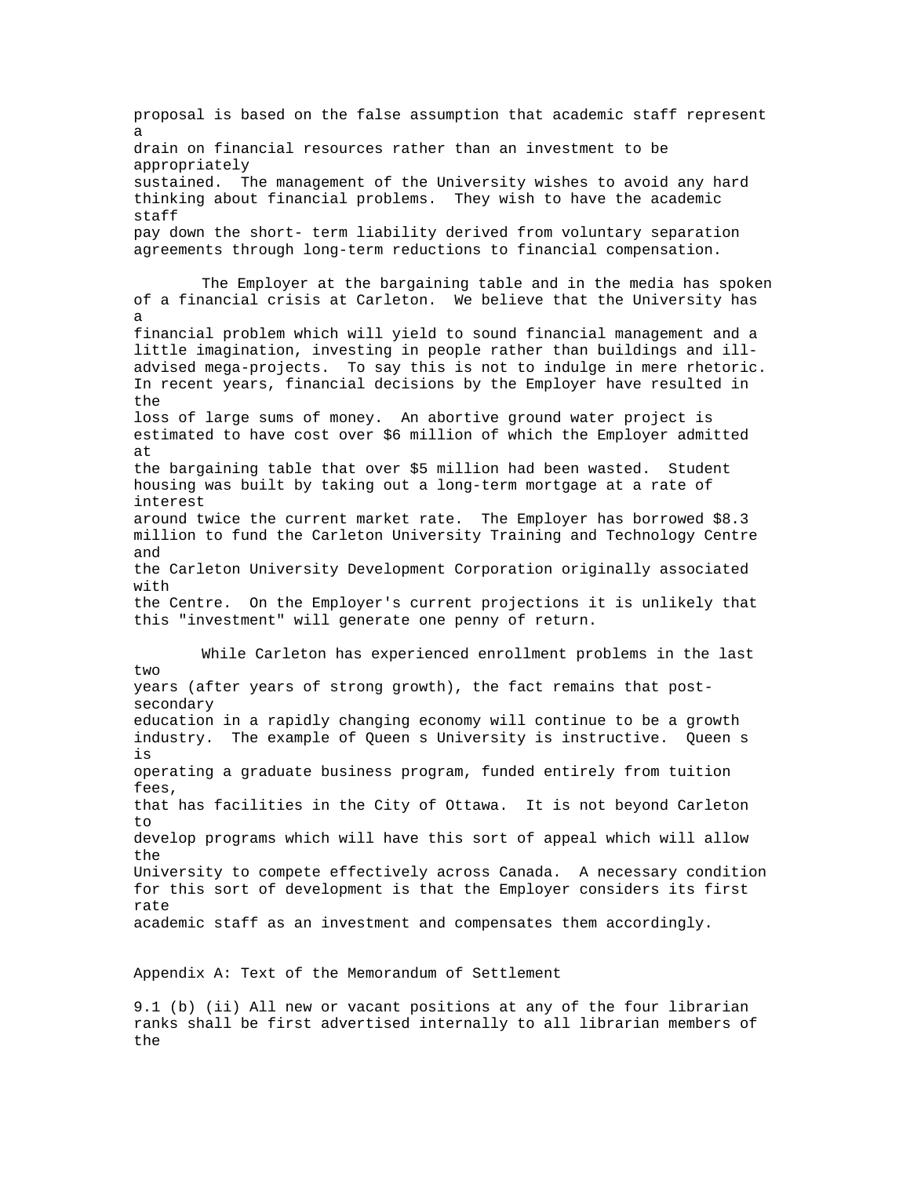proposal is based on the false assumption that academic staff represent a drain on financial resources rather than an investment to be appropriately sustained. The management of the University wishes to avoid any hard thinking about financial problems. They wish to have the academic staff pay down the short- term liability derived from voluntary separation agreements through long-term reductions to financial compensation.

The Employer at the bargaining table and in the media has spoken of a financial crisis at Carleton. We believe that the University has a financial problem which will yield to sound financial management and a little imagination, investing in people rather than buildings and ill-advised mega-projects. To say this is not to indulge in mere rhetoric. In recent years, financial decisions by the Employer have resulted in the loss of large sums of money. An abortive ground water project is estimated to have cost over $6 million of which the Employer admitted at the bargaining table that over $5 million had been wasted. Student housing was built by taking out a long-term mortgage at a rate of interest around twice the current market rate. The Employer has borrowed $8.3 million to fund the Carleton University Training and Technology Centre and the Carleton University Development Corporation originally associated with the Centre. On the Employer's current projections it is unlikely that this "investment" will generate one penny of return.

While Carleton has experienced enrollment problems in the last two years (after years of strong growth), the fact remains that post-secondary education in a rapidly changing economy will continue to be a growth industry. The example of Queen s University is instructive. Queen s is operating a graduate business program, funded entirely from tuition fees, that has facilities in the City of Ottawa. It is not beyond Carleton to develop programs which will have this sort of appeal which will allow the University to compete effectively across Canada. A necessary condition for this sort of development is that the Employer considers its first rate academic staff as an investment and compensates them accordingly.

## Appendix A: Text of the Memorandum of Settlement

9.1 (b) (ii) All new or vacant positions at any of the four librarian ranks shall be first advertised internally to all librarian members of the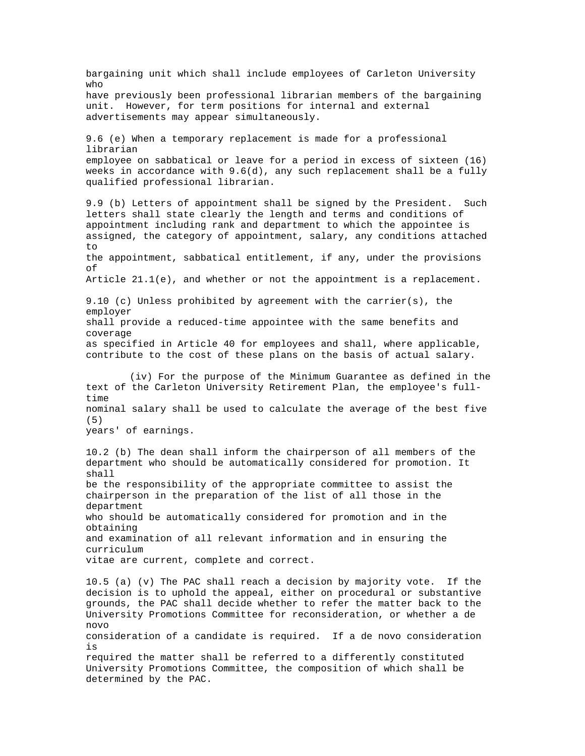bargaining unit which shall include employees of Carleton University who have previously been professional librarian members of the bargaining unit. However, for term positions for internal and external advertisements may appear simultaneously.

9.6 (e) When a temporary replacement is made for a professional librarian employee on sabbatical or leave for a period in excess of sixteen (16) weeks in accordance with 9.6(d), any such replacement shall be a fully qualified professional librarian.

9.9 (b) Letters of appointment shall be signed by the President. Such letters shall state clearly the length and terms and conditions of appointment including rank and department to which the appointee is assigned, the category of appointment, salary, any conditions attached to the appointment, sabbatical entitlement, if any, under the provisions of Article 21.1(e), and whether or not the appointment is a replacement.

9.10 (c) Unless prohibited by agreement with the carrier(s), the employer shall provide a reduced-time appointee with the same benefits and coverage as specified in Article 40 for employees and shall, where applicable, contribute to the cost of these plans on the basis of actual salary.

(iv) For the purpose of the Minimum Guarantee as defined in the text of the Carleton University Retirement Plan, the employee's full-time nominal salary shall be used to calculate the average of the best five (5) years' of earnings.

10.2 (b) The dean shall inform the chairperson of all members of the department who should be automatically considered for promotion. It shall be the responsibility of the appropriate committee to assist the chairperson in the preparation of the list of all those in the department who should be automatically considered for promotion and in the obtaining and examination of all relevant information and in ensuring the curriculum vitae are current, complete and correct.

10.5 (a) (v) The PAC shall reach a decision by majority vote. If the decision is to uphold the appeal, either on procedural or substantive grounds, the PAC shall decide whether to refer the matter back to the University Promotions Committee for reconsideration, or whether a de novo consideration of a candidate is required. If a de novo consideration is required the matter shall be referred to a differently constituted University Promotions Committee, the composition of which shall be determined by the PAC.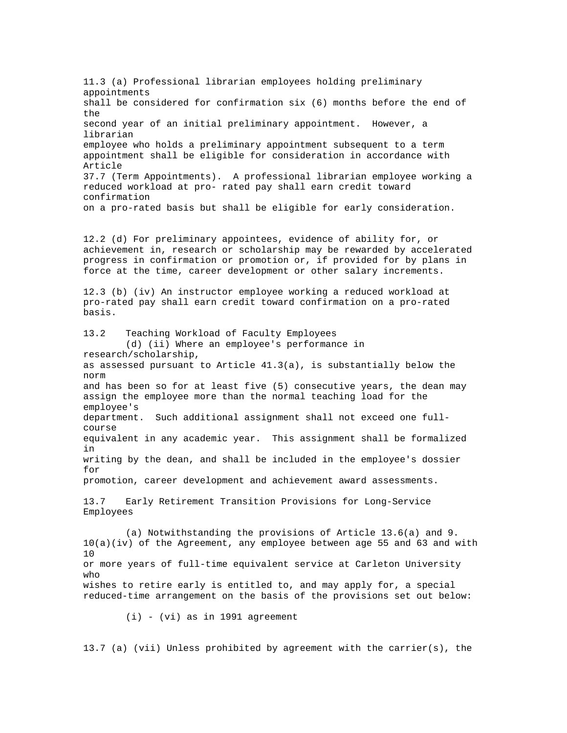11.3 (a) Professional librarian employees holding preliminary appointments shall be considered for confirmation six (6) months before the end of the second year of an initial preliminary appointment. However, a librarian employee who holds a preliminary appointment subsequent to a term appointment shall be eligible for consideration in accordance with Article 37.7 (Term Appointments). A professional librarian employee working a reduced workload at pro- rated pay shall earn credit toward confirmation on a pro-rated basis but shall be eligible for early consideration.

12.2 (d) For preliminary appointees, evidence of ability for, or achievement in, research or scholarship may be rewarded by accelerated progress in confirmation or promotion or, if provided for by plans in force at the time, career development or other salary increments.

12.3 (b) (iv) An instructor employee working a reduced workload at pro-rated pay shall earn credit toward confirmation on a pro-rated basis.

13.2 Teaching Workload of Faculty Employees

(d) (ii) Where an employee's performance in research/scholarship, as assessed pursuant to Article 41.3(a), is substantially below the norm and has been so for at least five (5) consecutive years, the dean may assign the employee more than the normal teaching load for the employee's department. Such additional assignment shall not exceed one full-course equivalent in any academic year. This assignment shall be formalized in writing by the dean, and shall be included in the employee's dossier for promotion, career development and achievement award assessments.

13.7 Early Retirement Transition Provisions for Long-Service Employees

(a) Notwithstanding the provisions of Article 13.6(a) and 9. 10(a)(iv) of the Agreement, any employee between age 55 and 63 and with 10 or more years of full-time equivalent service at Carleton University who wishes to retire early is entitled to, and may apply for, a special reduced-time arrangement on the basis of the provisions set out below:

(i) - (vi) as in 1991 agreement

13.7 (a) (vii) Unless prohibited by agreement with the carrier(s), the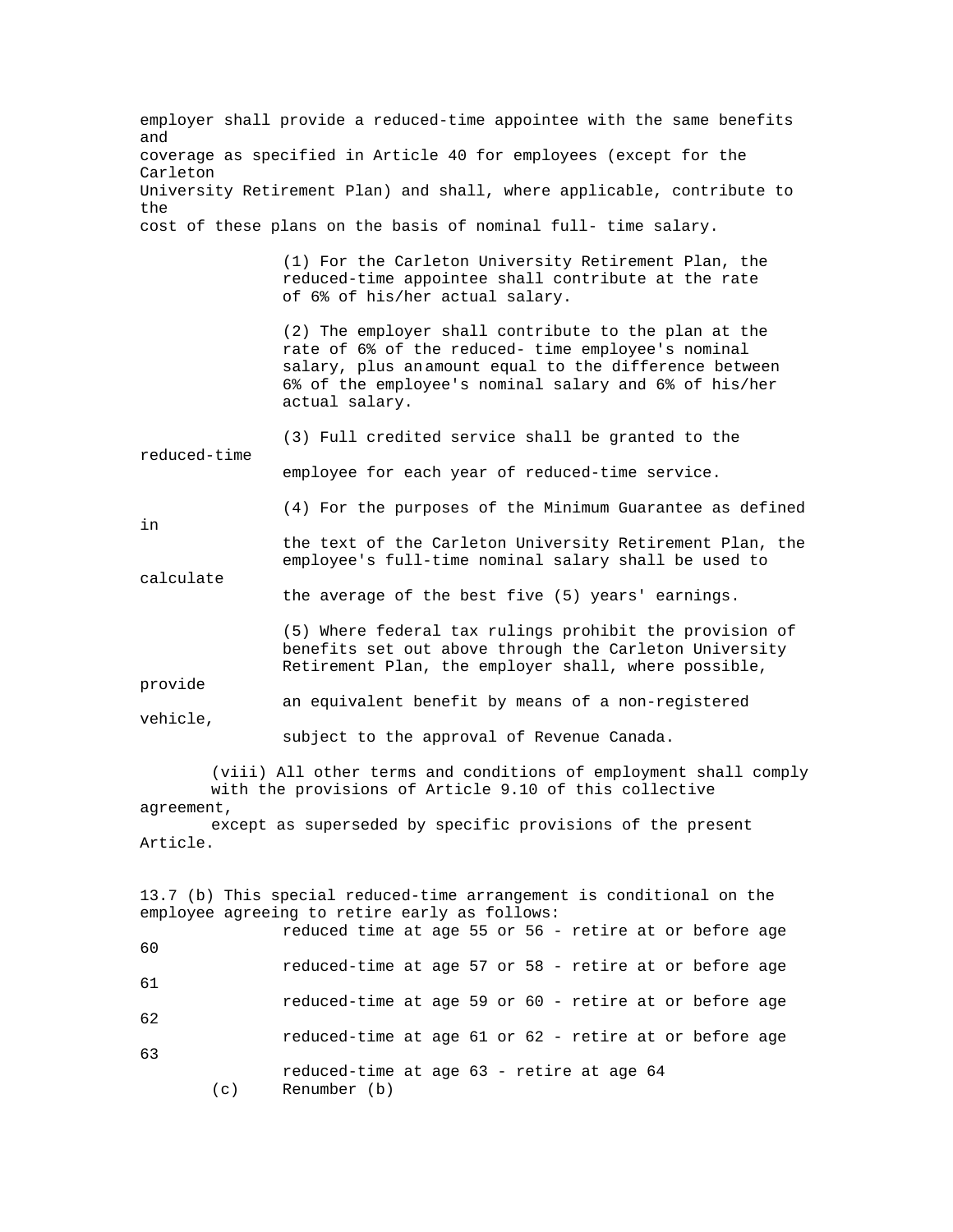employer shall provide a reduced-time appointee with the same benefits and coverage as specified in Article 40 for employees (except for the Carleton University Retirement Plan) and shall, where applicable, contribute to the cost of these plans on the basis of nominal full- time salary.

(1) For the Carleton University Retirement Plan, the reduced-time appointee shall contribute at the rate of 6% of his/her actual salary.

(2) The employer shall contribute to the plan at the rate of 6% of the reduced- time employee's nominal salary, plus an amount equal to the difference between 6% of the employee's nominal salary and 6% of his/her actual salary.

(3) Full credited service shall be granted to the reduced-time employee for each year of reduced-time service.

(4) For the purposes of the Minimum Guarantee as defined in the text of the Carleton University Retirement Plan, the employee's full-time nominal salary shall be used to calculate the average of the best five (5) years' earnings.

(5) Where federal tax rulings prohibit the provision of benefits set out above through the Carleton University Retirement Plan, the employer shall, where possible, provide an equivalent benefit by means of a non-registered vehicle, subject to the approval of Revenue Canada.

(viii) All other terms and conditions of employment shall comply with the provisions of Article 9.10 of this collective agreement, except as superseded by specific provisions of the present Article.

13.7 (b) This special reduced-time arrangement is conditional on the employee agreeing to retire early as follows:

reduced time at age 55 or 56 - retire at or before age 60
reduced-time at age 57 or 58 - retire at or before age 61
reduced-time at age 59 or 60 - retire at or before age 62
reduced-time at age 61 or 62 - retire at or before age 63
reduced-time at age 63 - retire at age 64

(c) Renumber (b)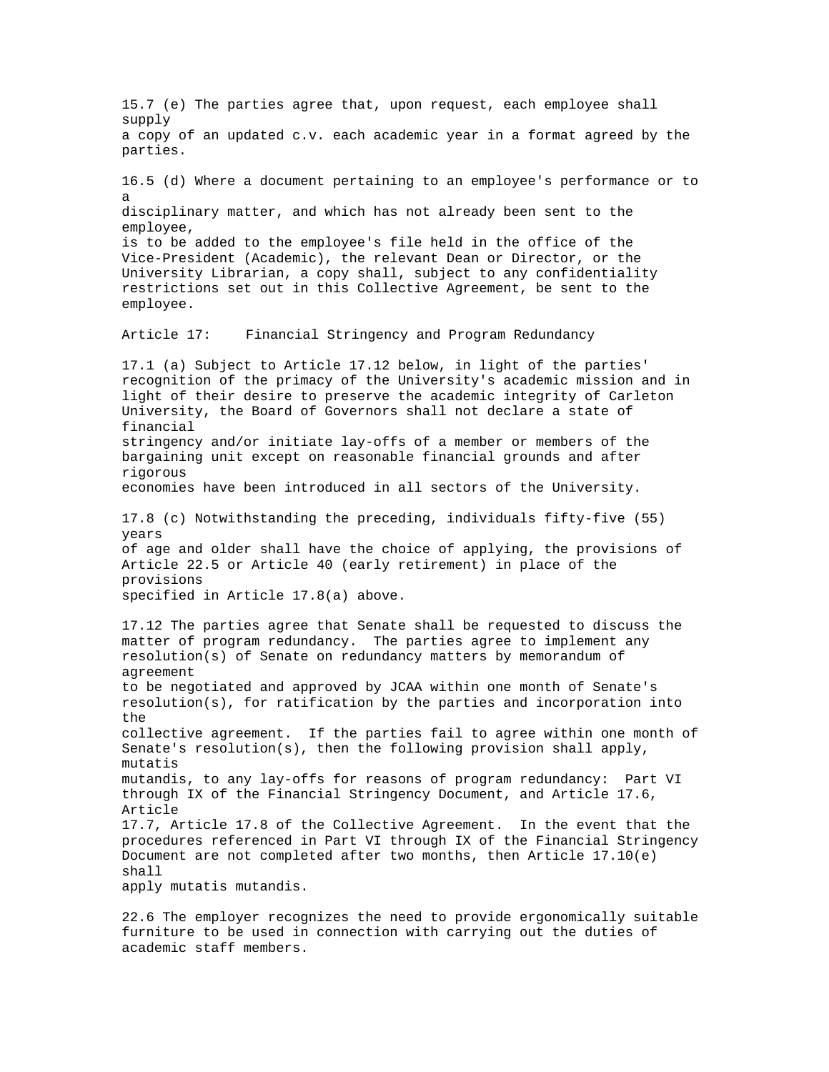15.7 (e) The parties agree that, upon request, each employee shall supply a copy of an updated c.v. each academic year in a format agreed by the parties.

16.5 (d) Where a document pertaining to an employee's performance or to a disciplinary matter, and which has not already been sent to the employee, is to be added to the employee's file held in the office of the Vice-President (Academic), the relevant Dean or Director, or the University Librarian, a copy shall, subject to any confidentiality restrictions set out in this Collective Agreement, be sent to the employee.

## Article 17: Financial Stringency and Program Redundancy

17.1 (a) Subject to Article 17.12 below, in light of the parties' recognition of the primacy of the University's academic mission and in light of their desire to preserve the academic integrity of Carleton University, the Board of Governors shall not declare a state of financial stringency and/or initiate lay-offs of a member or members of the bargaining unit except on reasonable financial grounds and after rigorous economies have been introduced in all sectors of the University.

17.8 (c) Notwithstanding the preceding, individuals fifty-five (55) years of age and older shall have the choice of applying, the provisions of Article 22.5 or Article 40 (early retirement) in place of the provisions specified in Article 17.8(a) above.

17.12 The parties agree that Senate shall be requested to discuss the matter of program redundancy. The parties agree to implement any resolution(s) of Senate on redundancy matters by memorandum of agreement to be negotiated and approved by JCAA within one month of Senate's resolution(s), for ratification by the parties and incorporation into the collective agreement. If the parties fail to agree within one month of Senate's resolution(s), then the following provision shall apply, mutatis mutandis, to any lay-offs for reasons of program redundancy: Part VI through IX of the Financial Stringency Document, and Article 17.6, Article 17.7, Article 17.8 of the Collective Agreement. In the event that the procedures referenced in Part VI through IX of the Financial Stringency Document are not completed after two months, then Article 17.10(e) shall apply mutatis mutandis.

22.6 The employer recognizes the need to provide ergonomically suitable furniture to be used in connection with carrying out the duties of academic staff members.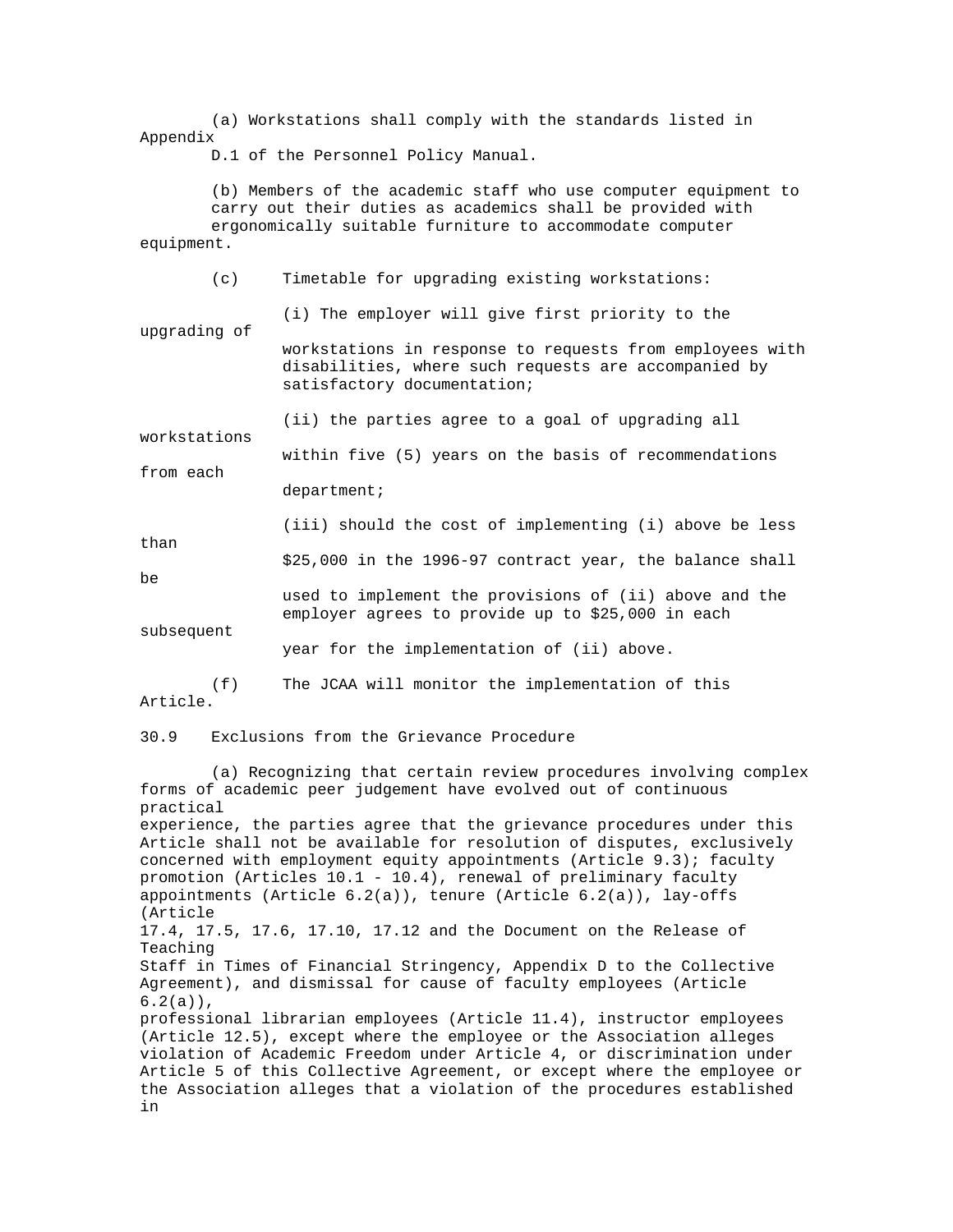(a) Workstations shall comply with the standards listed in Appendix D.1 of the Personnel Policy Manual.

(b) Members of the academic staff who use computer equipment to carry out their duties as academics shall be provided with ergonomically suitable furniture to accommodate computer equipment.

(c) Timetable for upgrading existing workstations:

(i) The employer will give first priority to the upgrading of workstations in response to requests from employees with disabilities, where such requests are accompanied by satisfactory documentation;

(ii) the parties agree to a goal of upgrading all workstations within five (5) years on the basis of recommendations from each department;

(iii) should the cost of implementing (i) above be less than $25,000 in the 1996-97 contract year, the balance shall be used to implement the provisions of (ii) above and the employer agrees to provide up to $25,000 in each subsequent year for the implementation of (ii) above.

(f) The JCAA will monitor the implementation of this Article.

30.9 Exclusions from the Grievance Procedure

(a) Recognizing that certain review procedures involving complex forms of academic peer judgement have evolved out of continuous practical experience, the parties agree that the grievance procedures under this Article shall not be available for resolution of disputes, exclusively concerned with employment equity appointments (Article 9.3); faculty promotion (Articles 10.1 - 10.4), renewal of preliminary faculty appointments (Article 6.2(a)), tenure (Article 6.2(a)), lay-offs (Article 17.4, 17.5, 17.6, 17.10, 17.12 and the Document on the Release of Teaching Staff in Times of Financial Stringency, Appendix D to the Collective Agreement), and dismissal for cause of faculty employees (Article 6.2(a)), professional librarian employees (Article 11.4), instructor employees (Article 12.5), except where the employee or the Association alleges violation of Academic Freedom under Article 4, or discrimination under Article 5 of this Collective Agreement, or except where the employee or the Association alleges that a violation of the procedures established in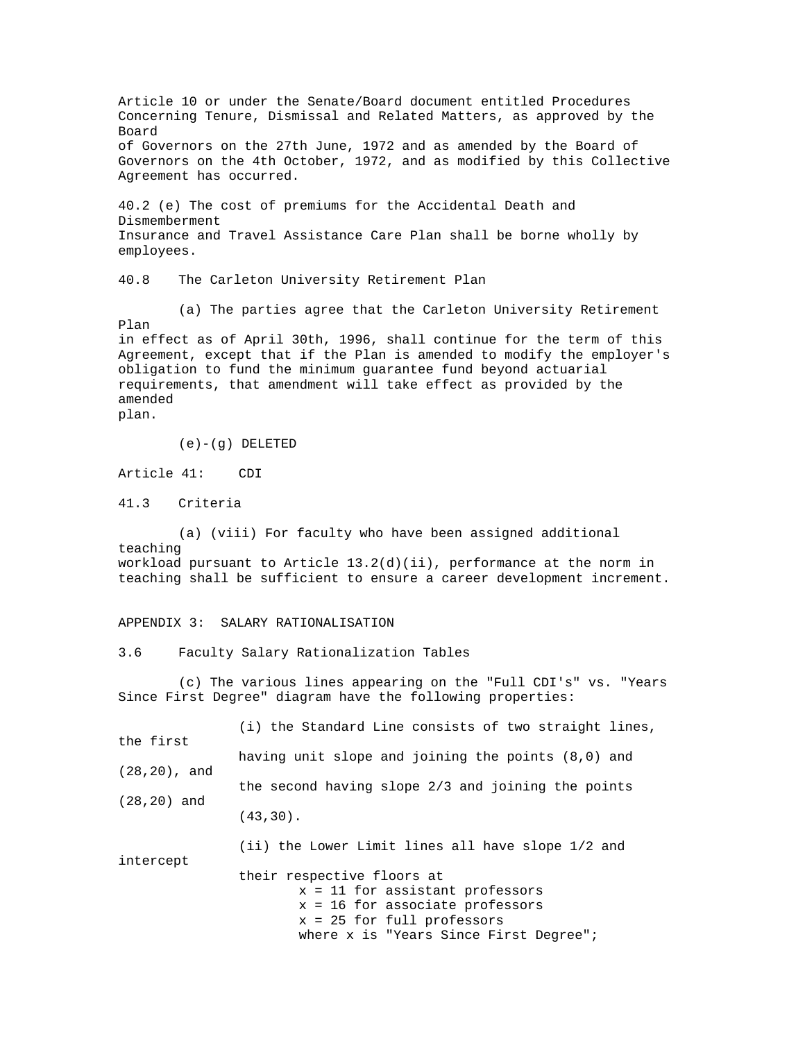Article 10 or under the Senate/Board document entitled Procedures Concerning Tenure, Dismissal and Related Matters, as approved by the Board of Governors on the 27th June, 1972 and as amended by the Board of Governors on the 4th October, 1972, and as modified by this Collective Agreement has occurred.

40.2 (e) The cost of premiums for the Accidental Death and Dismemberment Insurance and Travel Assistance Care Plan shall be borne wholly by employees.

40.8 The Carleton University Retirement Plan

(a) The parties agree that the Carleton University Retirement Plan in effect as of April 30th, 1996, shall continue for the term of this Agreement, except that if the Plan is amended to modify the employer's obligation to fund the minimum guarantee fund beyond actuarial requirements, that amendment will take effect as provided by the amended plan.

(e)-(g) DELETED

Article 41: CDI

41.3 Criteria

(a) (viii) For faculty who have been assigned additional teaching workload pursuant to Article 13.2(d)(ii), performance at the norm in teaching shall be sufficient to ensure a career development increment.

APPENDIX 3: SALARY RATIONALISATION

3.6 Faculty Salary Rationalization Tables

(c) The various lines appearing on the "Full CDI's" vs. "Years Since First Degree" diagram have the following properties:

(i) the Standard Line consists of two straight lines, the first having unit slope and joining the points (8,0) and (28,20), and the second having slope 2/3 and joining the points (28,20) and (43,30).

(ii) the Lower Limit lines all have slope 1/2 and intercept their respective floors at

x = 11 for assistant professors
x = 16 for associate professors
x = 25 for full professors
where x is "Years Since First Degree";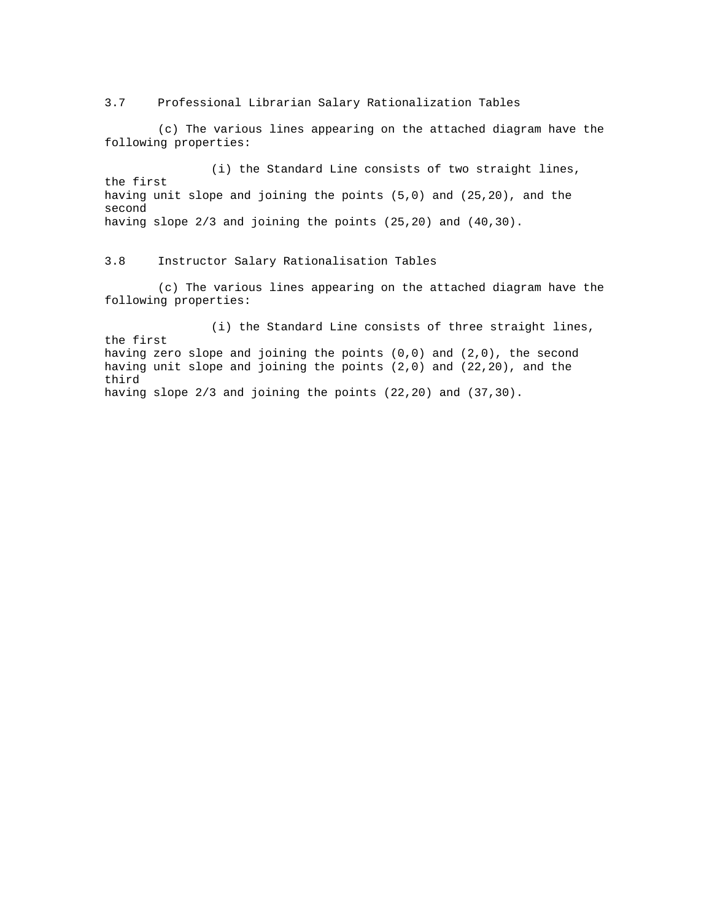3.7 Professional Librarian Salary Rationalization Tables

(c) The various lines appearing on the attached diagram have the following properties:

(i) the Standard Line consists of two straight lines, the first having unit slope and joining the points (5,0) and (25,20), and the second having slope 2/3 and joining the points (25,20) and (40,30).

3.8 Instructor Salary Rationalisation Tables

(c) The various lines appearing on the attached diagram have the following properties:

(i) the Standard Line consists of three straight lines, the first having zero slope and joining the points (0,0) and (2,0), the second having unit slope and joining the points (2,0) and (22,20), and the third having slope 2/3 and joining the points (22,20) and (37,30).